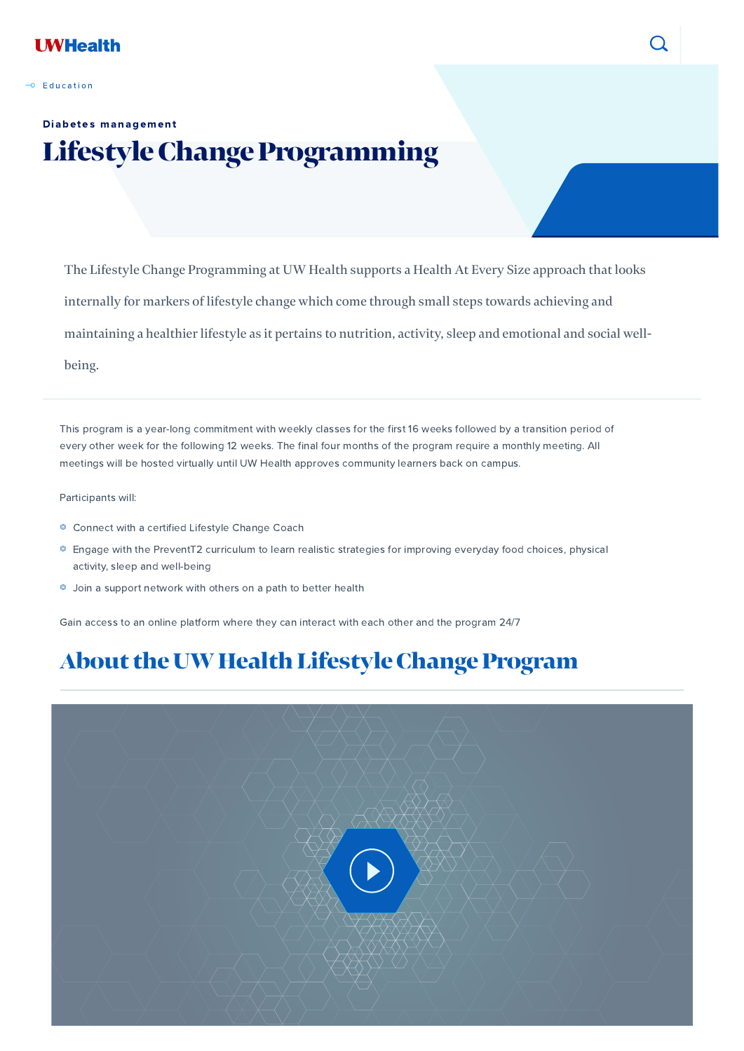UWHealth

Education

Diabetes management

# Lifestyle Change Programming

The Lifestyle Change Programming at UW Health supports a Health At Every Size approach that looks internally for markers of lifestyle change which come through small steps towards achieving and maintaining a healthier lifestyle as it pertains to nutrition, activity, sleep and emotional and social well-being.

This program is a year-long commitment with weekly classes for the first 16 weeks followed by a transition period of every other week for the following 12 weeks. The final four months of the program require a monthly meeting. All meetings will be hosted virtually until UW Health approves community learners back on campus.

Participants will:

- Connect with a certified Lifestyle Change Coach
- Engage with the PreventT2 curriculum to learn realistic strategies for improving everyday food choices, physical activity, sleep and well-being
- Join a support network with others on a path to better health

Gain access to an online platform where they can interact with each other and the program 24/7

## About the UW Health Lifestyle Change Program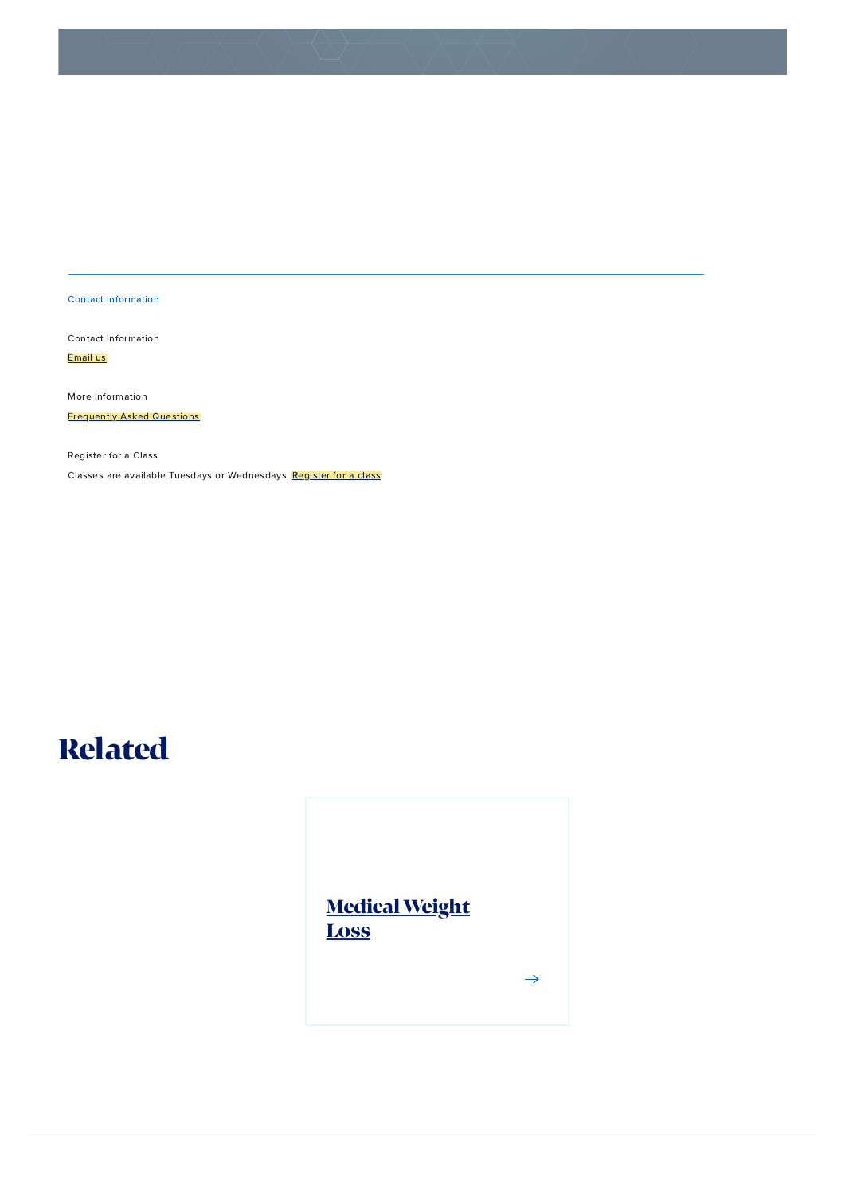Contact information

Contact Information

Email us

More Information

Frequently Asked Questions

Register for a Class

Classes are available Tuesdays or Wednesdays. Register for a class

# Related

## Medical Weight Loss

→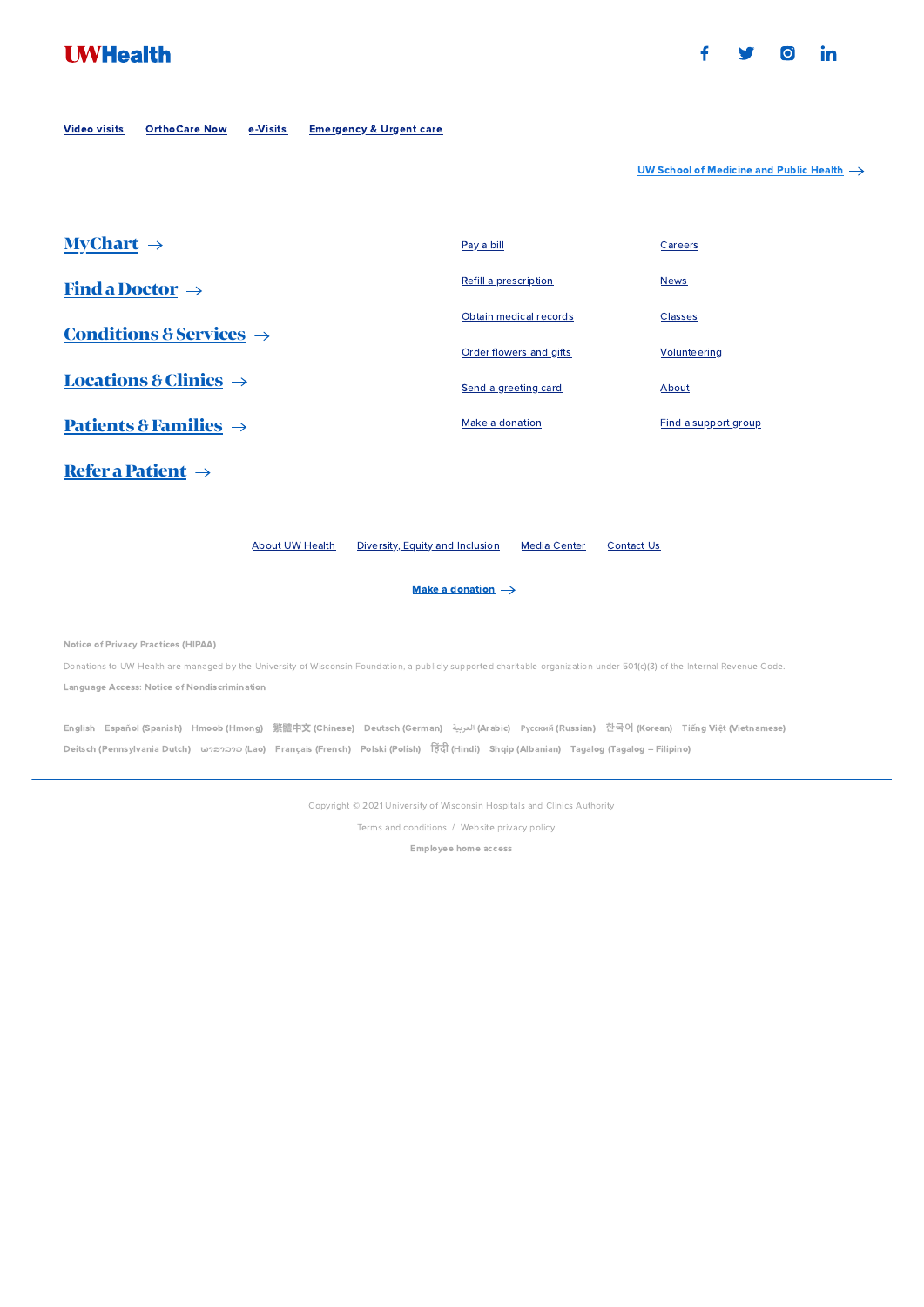UWHealth

Video visits   OrthoCare Now   e-Visits   Emergency & Urgent care

UW School of Medicine and Public Health →

## MyChart →

## Find a Doctor →

## Conditions & Services →

## Locations & Clinics →

## Patients & Families →

## Refer a Patient →

- Pay a bill
- Refill a prescription
- Obtain medical records
- Order flowers and gifts
- Send a greeting card
- Make a donation

- Careers
- News
- Classes
- Volunteering
- About
- Find a support group

About UW Health   Diversity, Equity and Inclusion   Media Center   Contact Us

Make a donation →

Notice of Privacy Practices (HIPAA)

Donations to UW Health are managed by the University of Wisconsin Foundation, a publicly supported charitable organization under 501(c)(3) of the Internal Revenue Code.

Language Access: Notice of Nondiscrimination

English   Español (Spanish)   Hmoob (Hmong)   繁體中文 (Chinese)   Deutsch (German)   العربية (Arabic)   Русский (Russian)   한국어 (Korean)   Tiếng Việt (Vietnamese)   Deitsch (Pennsylvania Dutch)   ພາສາລາວ (Lao)   Français (French)   Polski (Polish)   हिंदी (Hindi)   Shqip (Albanian)   Tagalog (Tagalog – Filipino)

Copyright © 2021 University of Wisconsin Hospitals and Clinics Authority

Terms and conditions / Website privacy policy

Employee home access